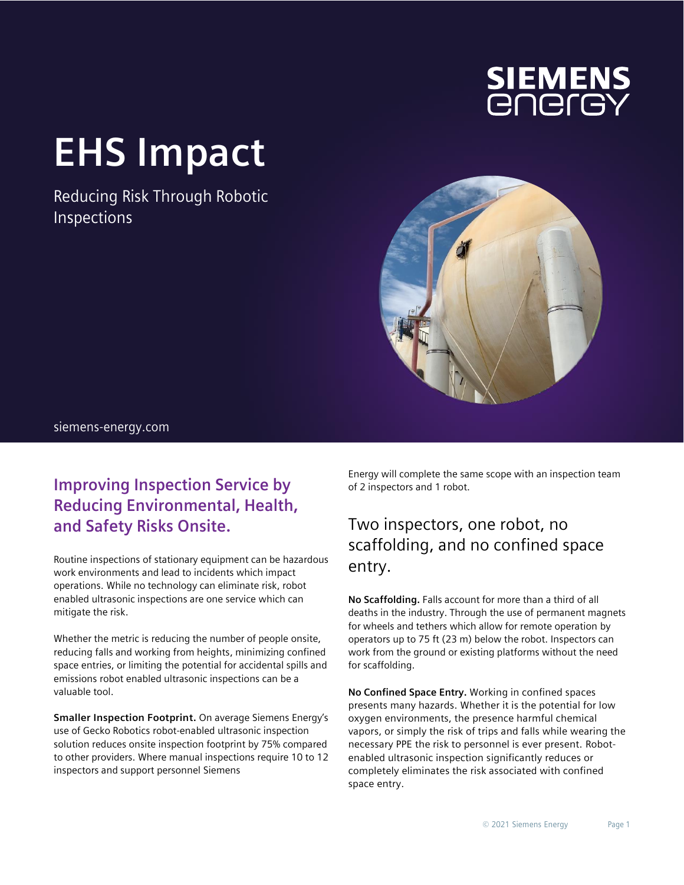SIEMENS energy

# EHS Impact

Reducing Risk Through Robotic Inspections

siemens-energy.com

## Improving Inspection Service by Reducing Environmental, Health, and Safety Risks Onsite.

Routine inspections of stationary equipment can be hazardous work environments and lead to incidents which impact operations. While no technology can eliminate risk, robot enabled ultrasonic inspections are one service which can mitigate the risk.

Whether the metric is reducing the number of people onsite, reducing falls and working from heights, minimizing confined space entries, or limiting the potential for accidental spills and emissions robot enabled ultrasonic inspections can be a valuable tool.

**Smaller Inspection Footprint.** On average Siemens Energy's use of Gecko Robotics robot-enabled ultrasonic inspection solution reduces onsite inspection footprint by 75% compared to other providers. Where manual inspections require 10 to 12 inspectors and support personnel Siemens Energy will complete the same scope with an inspection team of 2 inspectors and 1 robot.

## Two inspectors, one robot, no scaffolding, and no confined space entry.

**No Scaffolding.** Falls account for more than a third of all deaths in the industry. Through the use of permanent magnets for wheels and tethers which allow for remote operation by operators up to 75 ft (23 m) below the robot. Inspectors can work from the ground or existing platforms without the need for scaffolding.

**No Confined Space Entry.** Working in confined spaces presents many hazards. Whether it is the potential for low oxygen environments, the presence harmful chemical vapors, or simply the risk of trips and falls while wearing the necessary PPE the risk to personnel is ever present. Robot-enabled ultrasonic inspection significantly reduces or completely eliminates the risk associated with confined space entry.

© 2021 Siemens Energy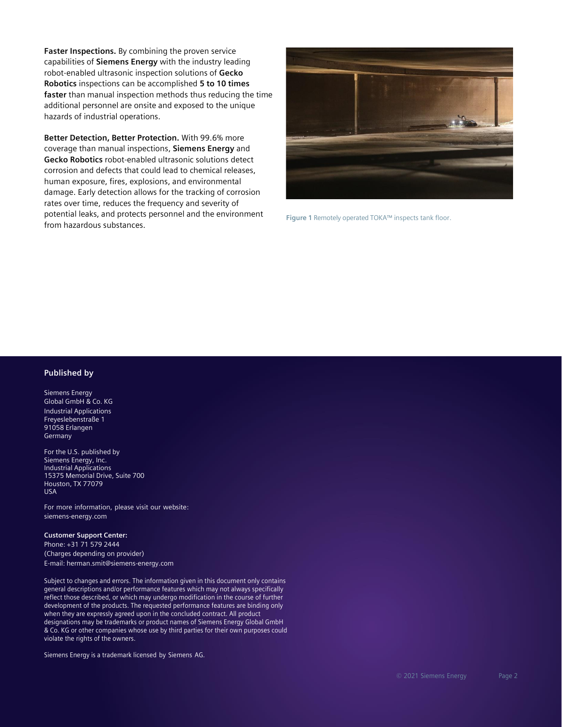**Faster Inspections.** By combining the proven service capabilities of **Siemens Energy** with the industry leading robot-enabled ultrasonic inspection solutions of **Gecko Robotics** inspections can be accomplished **5 to 10 times faster** than manual inspection methods thus reducing the time additional personnel are onsite and exposed to the unique hazards of industrial operations.

**Better Detection, Better Protection.** With 99.6% more coverage than manual inspections, **Siemens Energy** and **Gecko Robotics** robot-enabled ultrasonic solutions detect corrosion and defects that could lead to chemical releases, human exposure, fires, explosions, and environmental damage. Early detection allows for the tracking of corrosion rates over time, reduces the frequency and severity of potential leaks, and protects personnel and the environment from hazardous substances.

**Figure 1** Remotely operated TOKA™ inspects tank floor.

## Published by

Siemens Energy
Global GmbH & Co. KG
Industrial Applications
Freyeslebenstraße 1
91058 Erlangen
Germany

For the U.S. published by
Siemens Energy, Inc.
Industrial Applications
15375 Memorial Drive, Suite 700
Houston, TX 77079
USA

For more information, please visit our website:
siemens-energy.com

**Customer Support Center:**
Phone: +31 71 579 2444
(Charges depending on provider)
E-mail: herman.smit@siemens-energy.com

Subject to changes and errors. The information given in this document only contains general descriptions and/or performance features which may not always specifically reflect those described, or which may undergo modification in the course of further development of the products. The requested performance features are binding only when they are expressly agreed upon in the concluded contract. All product designations may be trademarks or product names of Siemens Energy Global GmbH & Co. KG or other companies whose use by third parties for their own purposes could violate the rights of the owners.

Siemens Energy is a trademark licensed by Siemens AG.

© 2021 Siemens Energy